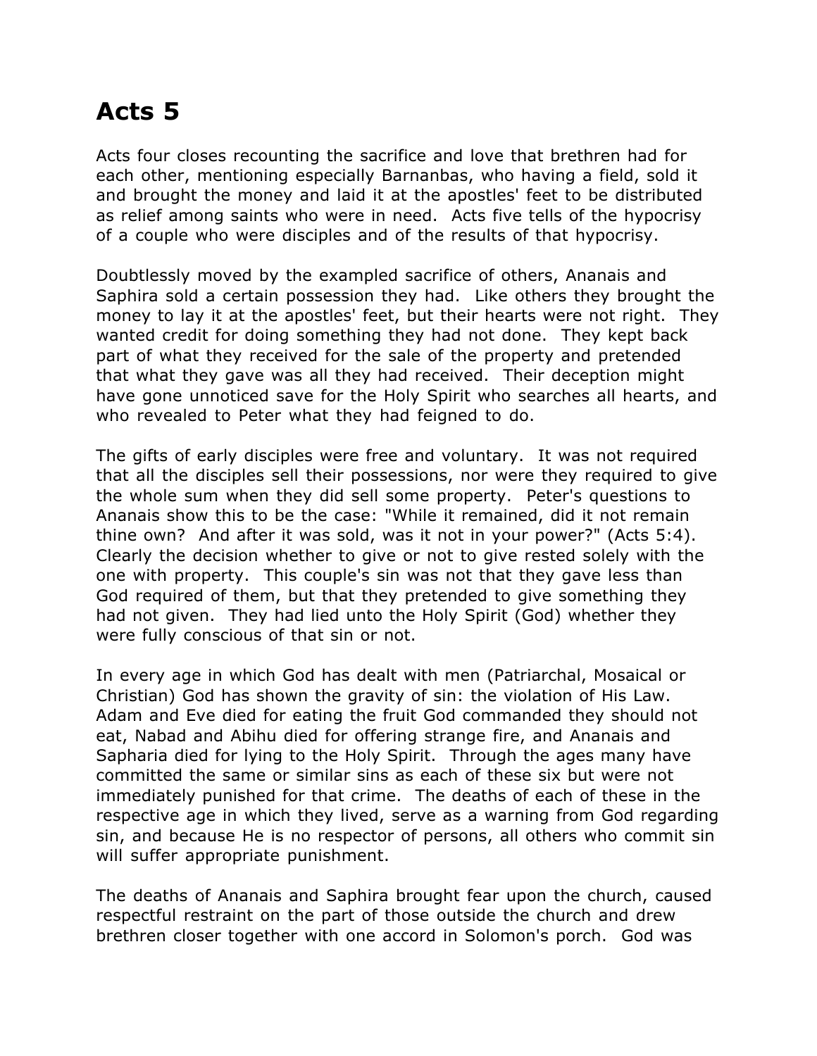# Acts 5

Acts four closes recounting the sacrifice and love that brethren had for each other, mentioning especially Barnanbas, who having a field, sold it and brought the money and laid it at the apostles' feet to be distributed as relief among saints who were in need. Acts five tells of the hypocrisy of a couple who were disciples and of the results of that hypocrisy.

Doubtlessly moved by the exampled sacrifice of others, Ananais and Saphira sold a certain possession they had. Like others they brought the money to lay it at the apostles' feet, but their hearts were not right. They wanted credit for doing something they had not done. They kept back part of what they received for the sale of the property and pretended that what they gave was all they had received. Their deception might have gone unnoticed save for the Holy Spirit who searches all hearts, and who revealed to Peter what they had feigned to do.

The gifts of early disciples were free and voluntary. It was not required that all the disciples sell their possessions, nor were they required to give the whole sum when they did sell some property. Peter's questions to Ananais show this to be the case: "While it remained, did it not remain thine own? And after it was sold, was it not in your power?" (Acts 5:4). Clearly the decision whether to give or not to give rested solely with the one with property. This couple's sin was not that they gave less than God required of them, but that they pretended to give something they had not given. They had lied unto the Holy Spirit (God) whether they were fully conscious of that sin or not.

In every age in which God has dealt with men (Patriarchal, Mosaical or Christian) God has shown the gravity of sin: the violation of His Law. Adam and Eve died for eating the fruit God commanded they should not eat, Nabad and Abihu died for offering strange fire, and Ananais and Sapharia died for lying to the Holy Spirit. Through the ages many have committed the same or similar sins as each of these six but were not immediately punished for that crime. The deaths of each of these in the respective age in which they lived, serve as a warning from God regarding sin, and because He is no respector of persons, all others who commit sin will suffer appropriate punishment.

The deaths of Ananais and Saphira brought fear upon the church, caused respectful restraint on the part of those outside the church and drew brethren closer together with one accord in Solomon's porch. God was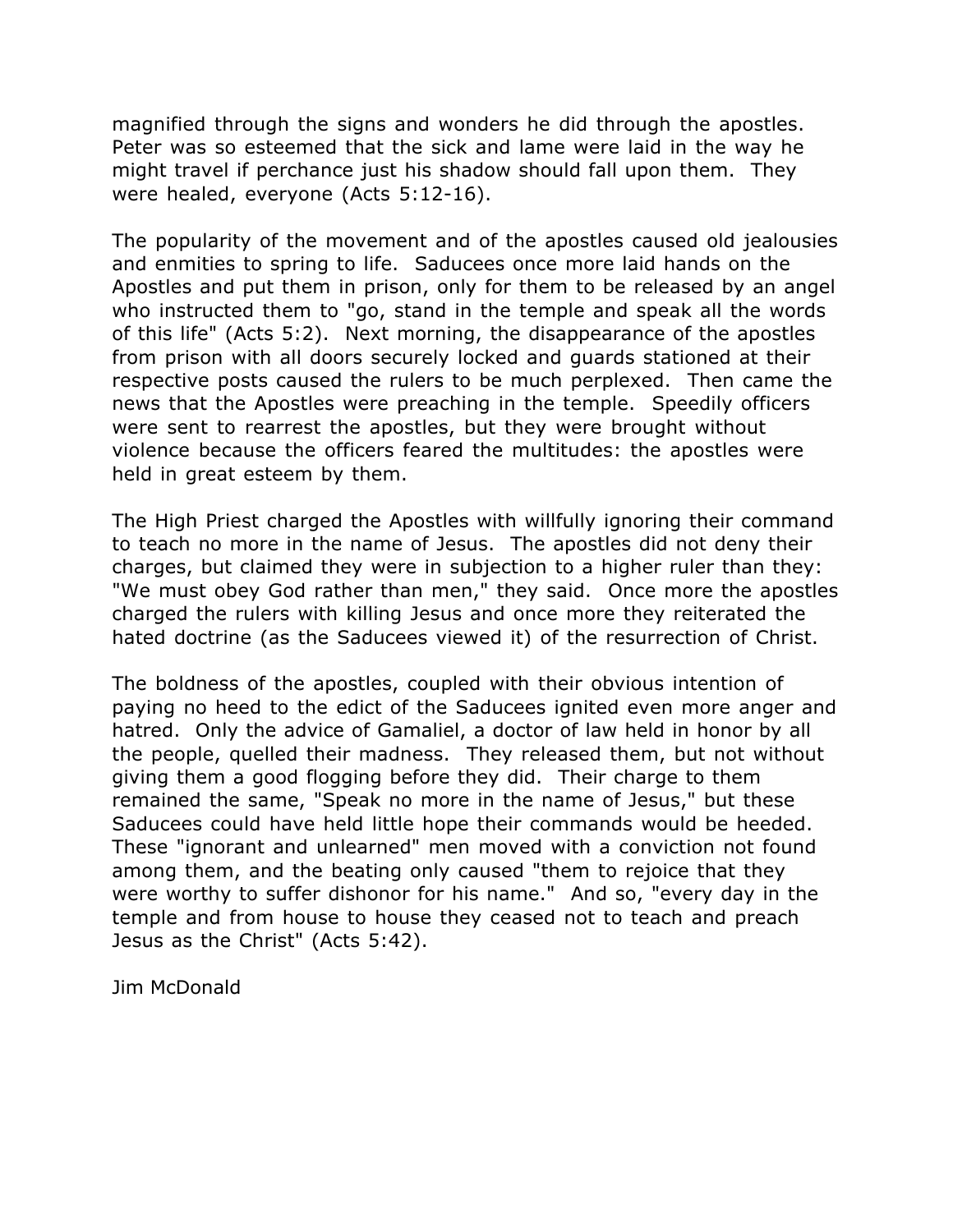magnified through the signs and wonders he did through the apostles. Peter was so esteemed that the sick and lame were laid in the way he might travel if perchance just his shadow should fall upon them. They were healed, everyone (Acts 5:12-16).

The popularity of the movement and of the apostles caused old jealousies and enmities to spring to life. Saducees once more laid hands on the Apostles and put them in prison, only for them to be released by an angel who instructed them to "go, stand in the temple and speak all the words of this life" (Acts 5:2). Next morning, the disappearance of the apostles from prison with all doors securely locked and guards stationed at their respective posts caused the rulers to be much perplexed. Then came the news that the Apostles were preaching in the temple. Speedily officers were sent to rearrest the apostles, but they were brought without violence because the officers feared the multitudes: the apostles were held in great esteem by them.

The High Priest charged the Apostles with willfully ignoring their command to teach no more in the name of Jesus. The apostles did not deny their charges, but claimed they were in subjection to a higher ruler than they: "We must obey God rather than men," they said. Once more the apostles charged the rulers with killing Jesus and once more they reiterated the hated doctrine (as the Saducees viewed it) of the resurrection of Christ.

The boldness of the apostles, coupled with their obvious intention of paying no heed to the edict of the Saducees ignited even more anger and hatred. Only the advice of Gamaliel, a doctor of law held in honor by all the people, quelled their madness. They released them, but not without giving them a good flogging before they did. Their charge to them remained the same, "Speak no more in the name of Jesus," but these Saducees could have held little hope their commands would be heeded. These "ignorant and unlearned" men moved with a conviction not found among them, and the beating only caused "them to rejoice that they were worthy to suffer dishonor for his name." And so, "every day in the temple and from house to house they ceased not to teach and preach Jesus as the Christ" (Acts 5:42).

Jim McDonald